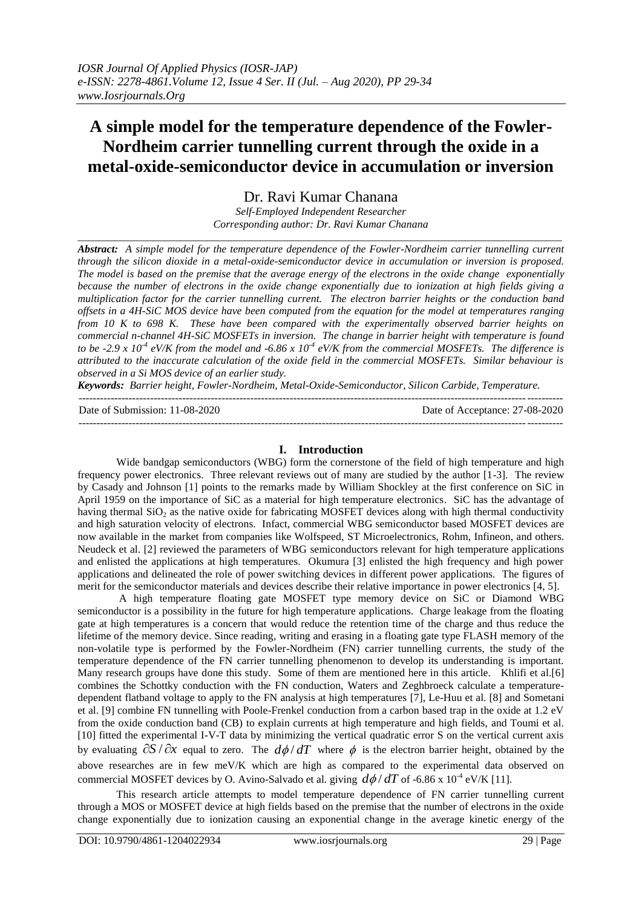# A simple model for the temperature dependence of the Fowler-Nordheim carrier tunnelling current through the oxide in a metal-oxide-semiconductor device in accumulation or inversion

Dr. Ravi Kumar Chanana

*Self-Employed Independent Researcher*
*Corresponding author: Dr. Ravi Kumar Chanana*

***Abstract:*** *A simple model for the temperature dependence of the Fowler-Nordheim carrier tunnelling current through the silicon dioxide in a metal-oxide-semiconductor device in accumulation or inversion is proposed. The model is based on the premise that the average energy of the electrons in the oxide change exponentially because the number of electrons in the oxide change exponentially due to ionization at high fields giving a multiplication factor for the carrier tunnelling current. The electron barrier heights or the conduction band offsets in a 4H-SiC MOS device have been computed from the equation for the model at temperatures ranging from 10 K to 698 K. These have been compared with the experimentally observed barrier heights on commercial n-channel 4H-SiC MOSFETs in inversion. The change in barrier height with temperature is found to be -2.9 x $10^{-4}$ eV/K from the model and -6.86 x $10^{-4}$ eV/K from the commercial MOSFETs. The difference is attributed to the inaccurate calculation of the oxide field in the commercial MOSFETs. Similar behaviour is observed in a Si MOS device of an earlier study.*

***Keywords:*** *Barrier height, Fowler-Nordheim, Metal-Oxide-Semiconductor, Silicon Carbide, Temperature.*

Date of Submission: 11-08-2020 Date of Acceptance: 27-08-2020

## I. Introduction

Wide bandgap semiconductors (WBG) form the cornerstone of the field of high temperature and high frequency power electronics. Three relevant reviews out of many are studied by the author [1-3]. The review by Casady and Johnson [1] points to the remarks made by William Shockley at the first conference on SiC in April 1959 on the importance of SiC as a material for high temperature electronics. SiC has the advantage of having thermal $SiO_2$ as the native oxide for fabricating MOSFET devices along with high thermal conductivity and high saturation velocity of electrons. Infact, commercial WBG semiconductor based MOSFET devices are now available in the market from companies like Wolfspeed, ST Microelectronics, Rohm, Infineon, and others. Neudeck et al. [2] reviewed the parameters of WBG semiconductors relevant for high temperature applications and enlisted the applications at high temperatures. Okumura [3] enlisted the high frequency and high power applications and delineated the role of power switching devices in different power applications. The figures of merit for the semiconductor materials and devices describe their relative importance in power electronics [4, 5].

A high temperature floating gate MOSFET type memory device on SiC or Diamond WBG semiconductor is a possibility in the future for high temperature applications. Charge leakage from the floating gate at high temperatures is a concern that would reduce the retention time of the charge and thus reduce the lifetime of the memory device. Since reading, writing and erasing in a floating gate type FLASH memory of the non-volatile type is performed by the Fowler-Nordheim (FN) carrier tunnelling currents, the study of the temperature dependence of the FN carrier tunnelling phenomenon to develop its understanding is important. Many research groups have done this study. Some of them are mentioned here in this article. Khlifi et al.[6] combines the Schottky conduction with the FN conduction, Waters and Zeghbroeck calculate a temperature-dependent flatband voltage to apply to the FN analysis at high temperatures [7], Le-Huu et al. [8] and Sometani et al. [9] combine FN tunnelling with Poole-Frenkel conduction from a carbon based trap in the oxide at 1.2 eV from the oxide conduction band (CB) to explain currents at high temperature and high fields, and Toumi et al. [10] fitted the experimental I-V-T data by minimizing the vertical quadratic error S on the vertical current axis by evaluating $\partial S / \partial x$ equal to zero. The $d\phi / dT$ where $\phi$ is the electron barrier height, obtained by the above researches are in few meV/K which are high as compared to the experimental data observed on commercial MOSFET devices by O. Avino-Salvado et al. giving $d\phi / dT$ of -6.86 x $10^{-4}$ eV/K [11].

This research article attempts to model temperature dependence of FN carrier tunnelling current through a MOS or MOSFET device at high fields based on the premise that the number of electrons in the oxide change exponentially due to ionization causing an exponential change in the average kinetic energy of the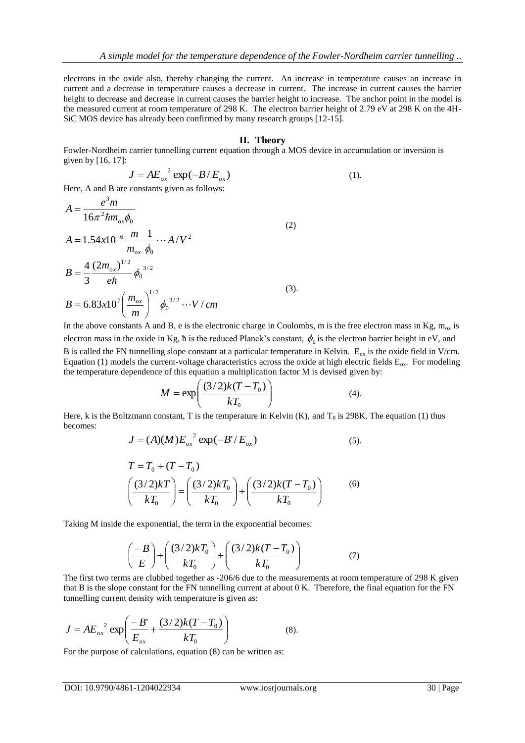electrons in the oxide also, thereby changing the current. An increase in temperature causes an increase in current and a decrease in temperature causes a decrease in current. The increase in current causes the barrier height to decrease and decrease in current causes the barrier height to increase. The anchor point in the model is the measured current at room temperature of 298 K. The electron barrier height of 2.79 eV at 298 K on the 4H-SiC MOS device has already been confirmed by many research groups [12-15].

## II. Theory

Fowler-Nordheim carrier tunnelling current equation through a MOS device in accumulation or inversion is given by [16, 17]:

$$J = AE_{ox}^{\ 2}\exp(-B/E_{ox}) \qquad (1).$$

Here, A and B are constants given as follows:

$$A = \frac{e^3 m}{16\pi^2 \hbar m_{ox}\phi_0}$$

$$A = 1.54x10^{-6}\,\frac{m}{m_{ox}}\,\frac{1}{\phi_0}\cdots A/V^2 \qquad (2)$$

$$B = \frac{4}{3}\frac{(2m_{ox})^{1/2}}{e\hbar}\phi_0^{\ 3/2}$$

$$B = 6.83x10^7\left(\frac{m_{ox}}{m}\right)^{1/2}\phi_0^{\ 3/2}\cdots V/cm \qquad (3).$$

In the above constants A and B, e is the electronic charge in Coulombs, m is the free electron mass in Kg, $m_{ox}$ is electron mass in the oxide in Kg, ħ is the reduced Planck's constant, $\phi_0$ is the electron barrier height in eV, and B is called the FN tunnelling slope constant at a particular temperature in Kelvin. $E_{ox}$ is the oxide field in V/cm. Equation (1) models the current-voltage characteristics across the oxide at high electric fields $E_{ox}$. For modeling the temperature dependence of this equation a multiplication factor M is devised given by:

$$M = \exp\left(\frac{(3/2)k(T-T_0)}{kT_0}\right) \qquad (4).$$

Here, k is the Boltzmann constant, T is the temperature in Kelvin (K), and $T_0$ is 298K. The equation (1) thus becomes:

$$J = (A)(M)E_{ox}^{\ 2}\exp(-B'/E_{ox}) \qquad (5).$$

$$T = T_0 + (T - T_0)$$

$$\left(\frac{(3/2)kT}{kT_0}\right) = \left(\frac{(3/2)kT_0}{kT_0}\right) + \left(\frac{(3/2)k(T-T_0)}{kT_0}\right) \qquad (6)$$

Taking M inside the exponential, the term in the exponential becomes:

$$\left(\frac{-B}{E}\right) + \left(\frac{(3/2)kT_0}{kT_0}\right) + \left(\frac{(3/2)k(T-T_0)}{kT_0}\right) \qquad (7)$$

The first two terms are clubbed together as -206/6 due to the measurements at room temperature of 298 K given that B is the slope constant for the FN tunnelling current at about 0 K. Therefore, the final equation for the FN tunnelling current density with temperature is given as:

$$J = AE_{ox}^{\ 2}\exp\left(\frac{-B'}{E_{ox}} + \frac{(3/2)k(T-T_0)}{kT_0}\right) \qquad (8).$$

For the purpose of calculations, equation (8) can be written as: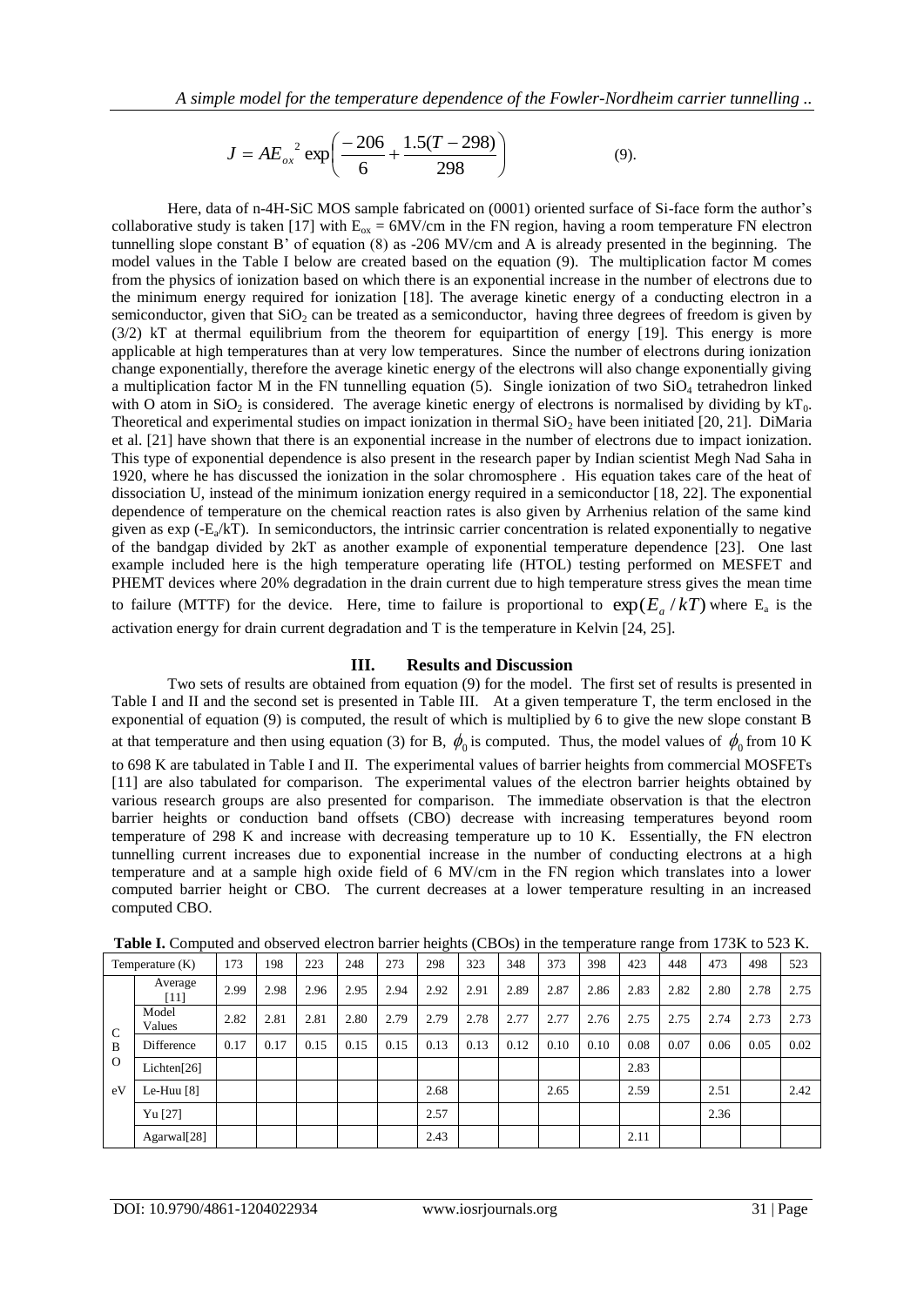$$J = AE_{ox}^{\ 2} \exp\left(\frac{-206}{6} + \frac{1.5(T-298)}{298}\right) \qquad (9).$$

Here, data of n-4H-SiC MOS sample fabricated on (0001) oriented surface of Si-face form the author's collaborative study is taken [17] with $E_{ox}$ = 6MV/cm in the FN region, having a room temperature FN electron tunnelling slope constant B' of equation (8) as -206 MV/cm and A is already presented in the beginning. The model values in the Table I below are created based on the equation (9). The multiplication factor M comes from the physics of ionization based on which there is an exponential increase in the number of electrons due to the minimum energy required for ionization [18]. The average kinetic energy of a conducting electron in a semiconductor, given that $SiO_2$ can be treated as a semiconductor, having three degrees of freedom is given by (3/2) kT at thermal equilibrium from the theorem for equipartition of energy [19]. This energy is more applicable at high temperatures than at very low temperatures. Since the number of electrons during ionization change exponentially, therefore the average kinetic energy of the electrons will also change exponentially giving a multiplication factor M in the FN tunnelling equation (5). Single ionization of two $SiO_4$ tetrahedron linked with O atom in $SiO_2$ is considered. The average kinetic energy of electrons is normalised by dividing by $kT_0$. Theoretical and experimental studies on impact ionization in thermal $SiO_2$ have been initiated [20, 21]. DiMaria et al. [21] have shown that there is an exponential increase in the number of electrons due to impact ionization. This type of exponential dependence is also present in the research paper by Indian scientist Megh Nad Saha in 1920, where he has discussed the ionization in the solar chromosphere . His equation takes care of the heat of dissociation U, instead of the minimum ionization energy required in a semiconductor [18, 22]. The exponential dependence of temperature on the chemical reaction rates is also given by Arrhenius relation of the same kind given as $\exp(-E_a/kT)$. In semiconductors, the intrinsic carrier concentration is related exponentially to negative of the bandgap divided by 2kT as another example of exponential temperature dependence [23]. One last example included here is the high temperature operating life (HTOL) testing performed on MESFET and PHEMT devices where 20% degradation in the drain current due to high temperature stress gives the mean time to failure (MTTF) for the device. Here, time to failure is proportional to $\exp(E_a/kT)$ where $E_a$ is the activation energy for drain current degradation and T is the temperature in Kelvin [24, 25].

## III. Results and Discussion

Two sets of results are obtained from equation (9) for the model. The first set of results is presented in Table I and II and the second set is presented in Table III. At a given temperature T, the term enclosed in the exponential of equation (9) is computed, the result of which is multiplied by 6 to give the new slope constant B at that temperature and then using equation (3) for B, $\phi_0$ is computed. Thus, the model values of $\phi_0$ from 10 K to 698 K are tabulated in Table I and II. The experimental values of barrier heights from commercial MOSFETs [11] are also tabulated for comparison. The experimental values of the electron barrier heights obtained by various research groups are also presented for comparison. The immediate observation is that the electron barrier heights or conduction band offsets (CBO) decrease with increasing temperatures beyond room temperature of 298 K and increase with decreasing temperature up to 10 K. Essentially, the FN electron tunnelling current increases due to exponential increase in the number of conducting electrons at a high temperature and at a sample high oxide field of 6 MV/cm in the FN region which translates into a lower computed barrier height or CBO. The current decreases at a lower temperature resulting in an increased computed CBO.

**Table I.** Computed and observed electron barrier heights (CBOs) in the temperature range from 173K to 523 K.

| Temperature (K) | | 173 | 198 | 223 | 248 | 273 | 298 | 323 | 348 | 373 | 398 | 423 | 448 | 473 | 498 | 523 |
|---|---|---|---|---|---|---|---|---|---|---|---|---|---|---|---|---|
| CBO eV | Average [11] | 2.99 | 2.98 | 2.96 | 2.95 | 2.94 | 2.92 | 2.91 | 2.89 | 2.87 | 2.86 | 2.83 | 2.82 | 2.80 | 2.78 | 2.75 |
| | Model Values | 2.82 | 2.81 | 2.81 | 2.80 | 2.79 | 2.79 | 2.78 | 2.77 | 2.77 | 2.76 | 2.75 | 2.75 | 2.74 | 2.73 | 2.73 |
| | Difference | 0.17 | 0.17 | 0.15 | 0.15 | 0.15 | 0.13 | 0.13 | 0.12 | 0.10 | 0.10 | 0.08 | 0.07 | 0.06 | 0.05 | 0.02 |
| | Lichten[26] | | | | | | | | | | | 2.83 | | | | |
| | Le-Huu [8] | | | | | | 2.68 | | | 2.65 | | 2.59 | | 2.51 | | 2.42 |
| | Yu [27] | | | | | | 2.57 | | | | | | | 2.36 | | |
| | Agarwal[28] | | | | | | 2.43 | | | | | 2.11 | | | | |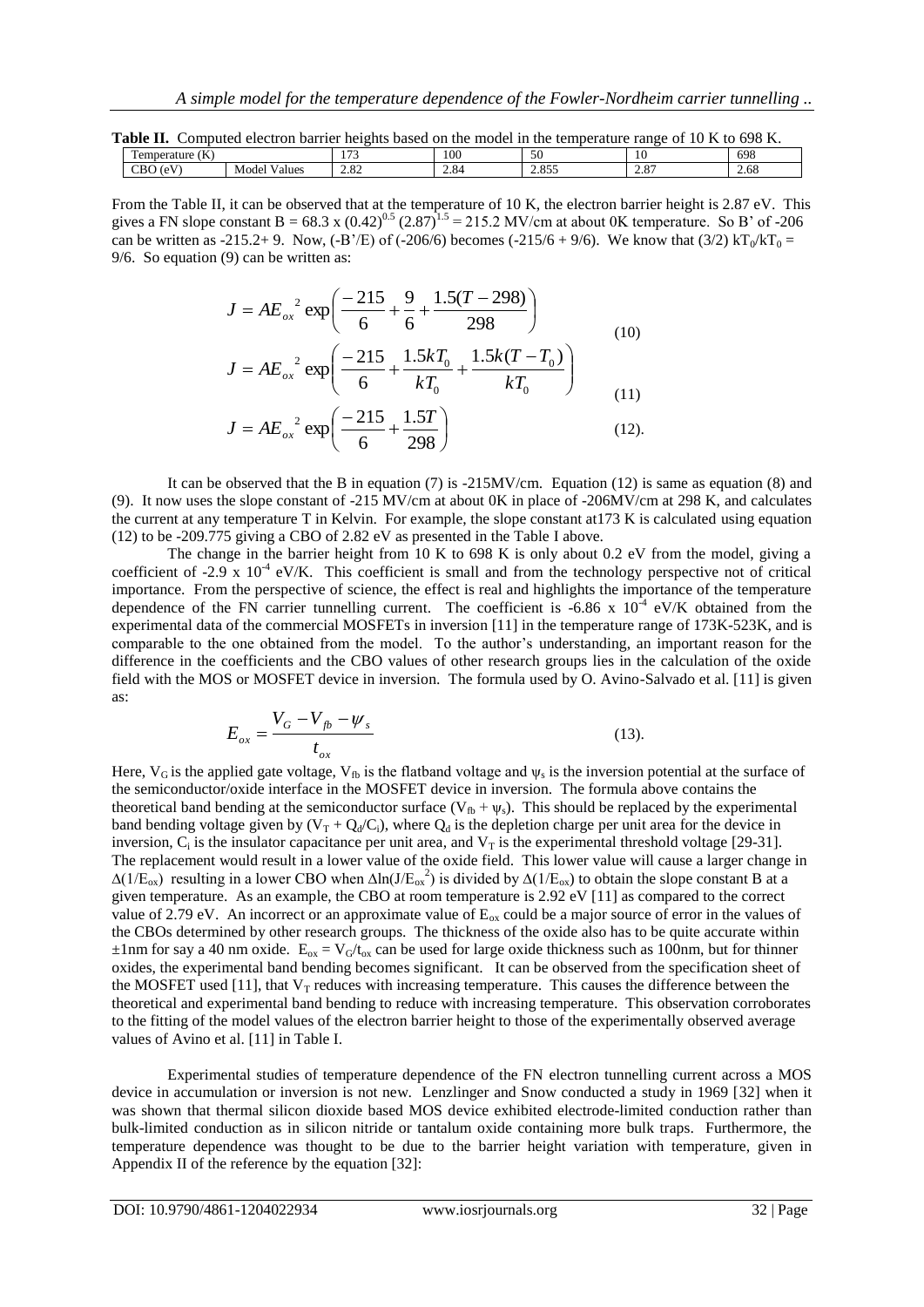**Table II.** Computed electron barrier heights based on the model in the temperature range of 10 K to 698 K.

| Temperature (K) | | 173 | 100 | 50 | 10 | 698 |
|---|---|---|---|---|---|---|
| CBO (eV) | Model Values | 2.82 | 2.84 | 2.855 | 2.87 | 2.68 |

From the Table II, it can be observed that at the temperature of 10 K, the electron barrier height is 2.87 eV. This gives a FN slope constant B = 68.3 x $(0.42)^{0.5}$ $(2.87)^{1.5}$ = 215.2 MV/cm at about 0K temperature. So B' of -206 can be written as -215.2+ 9. Now, (-B'/E) of (-206/6) becomes (-215/6 + 9/6). We know that $(3/2)\ kT_0/kT_0$ = 9/6. So equation (9) can be written as:

$$J = AE_{ox}^{\ 2} \exp\left(\frac{-215}{6} + \frac{9}{6} + \frac{1.5(T-298)}{298}\right) \tag{10}$$

$$J = AE_{ox}^{\ 2} \exp\left(\frac{-215}{6} + \frac{1.5kT_0}{kT_0} + \frac{1.5k(T-T_0)}{kT_0}\right) \tag{11}$$

$$J = AE_{ox}^{\ 2} \exp\left(\frac{-215}{6} + \frac{1.5T}{298}\right) \tag{12}$$

It can be observed that the B in equation (7) is -215MV/cm. Equation (12) is same as equation (8) and (9). It now uses the slope constant of -215 MV/cm at about 0K in place of -206MV/cm at 298 K, and calculates the current at any temperature T in Kelvin. For example, the slope constant at173 K is calculated using equation (12) to be -209.775 giving a CBO of 2.82 eV as presented in the Table I above.

The change in the barrier height from 10 K to 698 K is only about 0.2 eV from the model, giving a coefficient of -2.9 x $10^{-4}$ eV/K. This coefficient is small and from the technology perspective not of critical importance. From the perspective of science, the effect is real and highlights the importance of the temperature dependence of the FN carrier tunnelling current. The coefficient is -6.86 x $10^{-4}$ eV/K obtained from the experimental data of the commercial MOSFETs in inversion [11] in the temperature range of 173K-523K, and is comparable to the one obtained from the model. To the author's understanding, an important reason for the difference in the coefficients and the CBO values of other research groups lies in the calculation of the oxide field with the MOS or MOSFET device in inversion. The formula used by O. Avino-Salvado et al. [11] is given as:

$$E_{ox} = \frac{V_G - V_{fb} - \psi_s}{t_{ox}} \tag{13}$$

Here, $V_G$ is the applied gate voltage, $V_{fb}$ is the flatband voltage and $\psi_s$ is the inversion potential at the surface of the semiconductor/oxide interface in the MOSFET device in inversion. The formula above contains the theoretical band bending at the semiconductor surface ($V_{fb} + \psi_s$). This should be replaced by the experimental band bending voltage given by ($V_T + Q_d/C_i$), where $Q_d$ is the depletion charge per unit area for the device in inversion, $C_i$ is the insulator capacitance per unit area, and $V_T$ is the experimental threshold voltage [29-31]. The replacement would result in a lower value of the oxide field. This lower value will cause a larger change in $\Delta(1/E_{ox})$ resulting in a lower CBO when $\Delta\ln(J/E_{ox}^2)$ is divided by $\Delta(1/E_{ox})$ to obtain the slope constant B at a given temperature. As an example, the CBO at room temperature is 2.92 eV [11] as compared to the correct value of 2.79 eV. An incorrect or an approximate value of $E_{ox}$ could be a major source of error in the values of the CBOs determined by other research groups. The thickness of the oxide also has to be quite accurate within ±1nm for say a 40 nm oxide. $E_{ox} = V_G/t_{ox}$ can be used for large oxide thickness such as 100nm, but for thinner oxides, the experimental band bending becomes significant. It can be observed from the specification sheet of the MOSFET used [11], that $V_T$ reduces with increasing temperature. This causes the difference between the theoretical and experimental band bending to reduce with increasing temperature. This observation corroborates to the fitting of the model values of the electron barrier height to those of the experimentally observed average values of Avino et al. [11] in Table I.

Experimental studies of temperature dependence of the FN electron tunnelling current across a MOS device in accumulation or inversion is not new. Lenzlinger and Snow conducted a study in 1969 [32] when it was shown that thermal silicon dioxide based MOS device exhibited electrode-limited conduction rather than bulk-limited conduction as in silicon nitride or tantalum oxide containing more bulk traps. Furthermore, the temperature dependence was thought to be due to the barrier height variation with temperature, given in Appendix II of the reference by the equation [32]: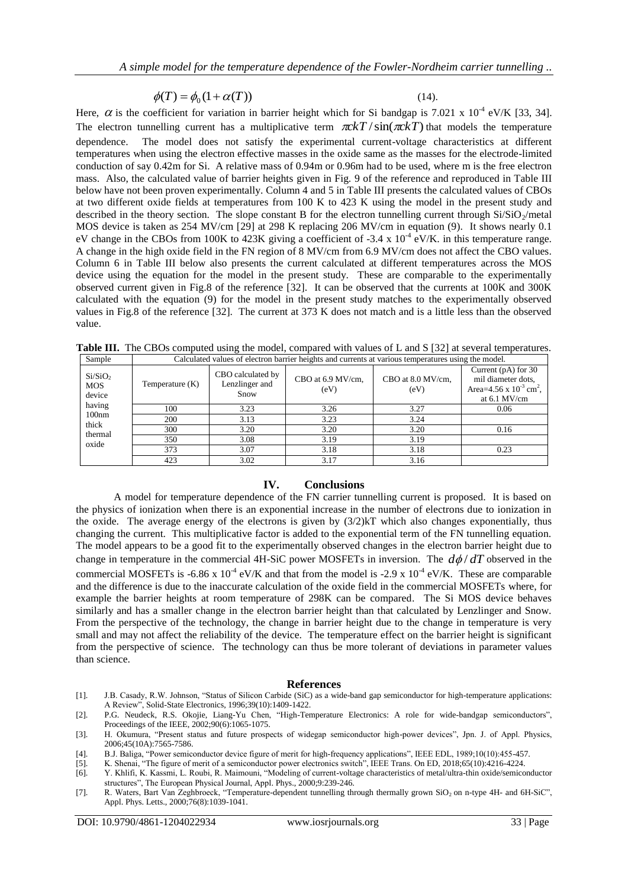$$\phi(T) = \phi_0(1 + \alpha(T)) \tag{14}$$

Here, $\alpha$ is the coefficient for variation in barrier height which for Si bandgap is 7.021 x $10^{-4}$ eV/K [33, 34]. The electron tunnelling current has a multiplicative term $\pi ckT / \sin(\pi ckT)$ that models the temperature dependence. The model does not satisfy the experimental current-voltage characteristics at different temperatures when using the electron effective masses in the oxide same as the masses for the electrode-limited conduction of say 0.42m for Si. A relative mass of 0.94m or 0.96m had to be used, where m is the free electron mass. Also, the calculated value of barrier heights given in Fig. 9 of the reference and reproduced in Table III below have not been proven experimentally. Column 4 and 5 in Table III presents the calculated values of CBOs at two different oxide fields at temperatures from 100 K to 423 K using the model in the present study and described in the theory section. The slope constant B for the electron tunnelling current through $Si/SiO_2$/metal MOS device is taken as 254 MV/cm [29] at 298 K replacing 206 MV/cm in equation (9). It shows nearly 0.1 eV change in the CBOs from 100K to 423K giving a coefficient of -3.4 x $10^{-4}$ eV/K. in this temperature range. A change in the high oxide field in the FN region of 8 MV/cm from 6.9 MV/cm does not affect the CBO values. Column 6 in Table III below also presents the current calculated at different temperatures across the MOS device using the equation for the model in the present study. These are comparable to the experimentally observed current given in Fig.8 of the reference [32]. It can be observed that the currents at 100K and 300K calculated with the equation (9) for the model in the present study matches to the experimentally observed values in Fig.8 of the reference [32]. The current at 373 K does not match and is a little less than the observed value.

**Table III.** The CBOs computed using the model, compared with values of L and S [32] at several temperatures.

| Sample | Calculated values of electron barrier heights and currents at various temperatures using the model. | | | | |
|---|---|---|---|---|---|
| $Si/SiO_2$ MOS device having 100nm thick thermal oxide | Temperature (K) | CBO calculated by Lenzlinger and Snow | CBO at 6.9 MV/cm, (eV) | CBO at 8.0 MV/cm, (eV) | Current (pA) for 30 mil diameter dots, Area=4.56 x $10^{-3}$ $cm^2$, at 6.1 MV/cm |
| | 100 | 3.23 | 3.26 | 3.27 | 0.06 |
| | 200 | 3.13 | 3.23 | 3.24 | |
| | 300 | 3.20 | 3.20 | 3.20 | 0.16 |
| | 350 | 3.08 | 3.19 | 3.19 | |
| | 373 | 3.07 | 3.18 | 3.18 | 0.23 |
| | 423 | 3.02 | 3.17 | 3.16 | |

## IV. Conclusions

A model for temperature dependence of the FN carrier tunnelling current is proposed. It is based on the physics of ionization when there is an exponential increase in the number of electrons due to ionization in the oxide. The average energy of the electrons is given by (3/2)kT which also changes exponentially, thus changing the current. This multiplicative factor is added to the exponential term of the FN tunnelling equation. The model appears to be a good fit to the experimentally observed changes in the electron barrier height due to change in temperature in the commercial 4H-SiC power MOSFETs in inversion. The $d\phi / dT$ observed in the commercial MOSFETs is -6.86 x $10^{-4}$ eV/K and that from the model is -2.9 x $10^{-4}$ eV/K. These are comparable and the difference is due to the inaccurate calculation of the oxide field in the commercial MOSFETs where, for example the barrier heights at room temperature of 298K can be compared. The Si MOS device behaves similarly and has a smaller change in the electron barrier height than that calculated by Lenzlinger and Snow. From the perspective of the technology, the change in barrier height due to the change in temperature is very small and may not affect the reliability of the device. The temperature effect on the barrier height is significant from the perspective of science. The technology can thus be more tolerant of deviations in parameter values than science.

## References

[1]. J.B. Casady, R.W. Johnson, "Status of Silicon Carbide (SiC) as a wide-band gap semiconductor for high-temperature applications: A Review", Solid-State Electronics, 1996;39(10):1409-1422.

[2]. P.G. Neudeck, R.S. Okojie, Liang-Yu Chen, "High-Temperature Electronics: A role for wide-bandgap semiconductors", Proceedings of the IEEE, 2002;90(6):1065-1075.

[3]. H. Okumura, "Present status and future prospects of widegap semiconductor high-power devices", Jpn. J. of Appl. Physics, 2006;45(10A):7565-7586.

[4]. B.J. Baliga, "Power semiconductor device figure of merit for high-frequency applications", IEEE EDL, 1989;10(10):455-457.

[5]. K. Shenai, "The figure of merit of a semiconductor power electronics switch", IEEE Trans. On ED, 2018;65(10):4216-4224.

[6]. Y. Khlifi, K. Kassmi, L. Roubi, R. Maimouni, "Modeling of current-voltage characteristics of metal/ultra-thin oxide/semiconductor structures", The European Physical Journal, Appl. Phys., 2000;9:239-246.

[7]. R. Waters, Bart Van Zeghbroeck, "Temperature-dependent tunnelling through thermally grown $SiO_2$ on n-type 4H- and 6H-SiC", Appl. Phys. Letts., 2000;76(8):1039-1041.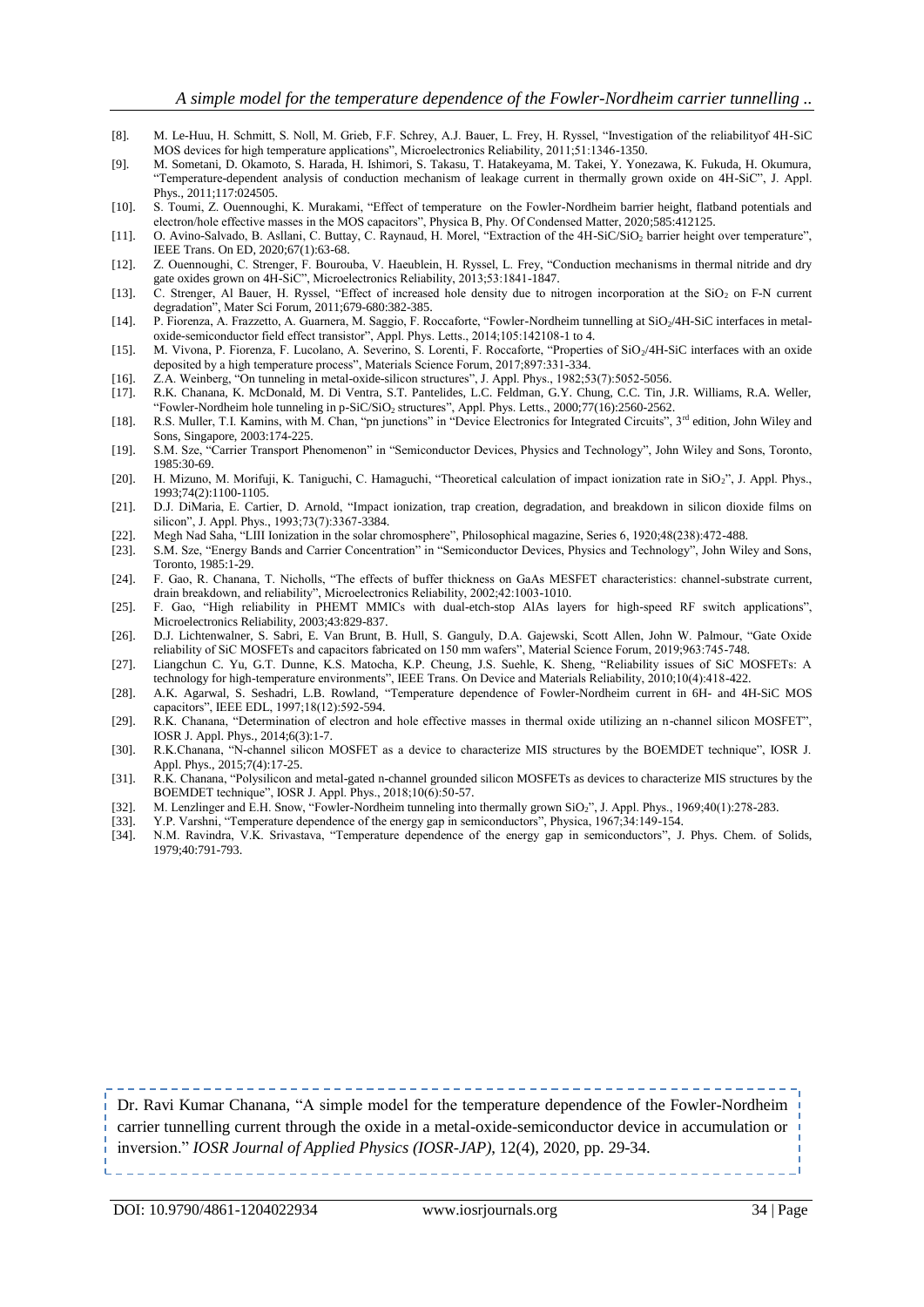[8]. M. Le-Huu, H. Schmitt, S. Noll, M. Grieb, F.F. Schrey, A.J. Bauer, L. Frey, H. Ryssel, "Investigation of the reliabilityof 4H-SiC MOS devices for high temperature applications", Microelectronics Reliability, 2011;51:1346-1350.

[9]. M. Sometani, D. Okamoto, S. Harada, H. Ishimori, S. Takasu, T. Hatakeyama, M. Takei, Y. Yonezawa, K. Fukuda, H. Okumura, "Temperature-dependent analysis of conduction mechanism of leakage current in thermally grown oxide on 4H-SiC", J. Appl. Phys., 2011;117:024505.

[10]. S. Toumi, Z. Ouennoughi, K. Murakami, "Effect of temperature on the Fowler-Nordheim barrier height, flatband potentials and electron/hole effective masses in the MOS capacitors", Physica B, Phy. Of Condensed Matter, 2020;585:412125.

[11]. O. Avino-Salvado, B. Asllani, C. Buttay, C. Raynaud, H. Morel, "Extraction of the 4H-SiC/$SiO_2$ barrier height over temperature", IEEE Trans. On ED, 2020;67(1):63-68.

[12]. Z. Ouennoughi, C. Strenger, F. Bourouba, V. Haeublein, H. Ryssel, L. Frey, "Conduction mechanisms in thermal nitride and dry gate oxides grown on 4H-SiC", Microelectronics Reliability, 2013;53:1841-1847.

[13]. C. Strenger, Al Bauer, H. Ryssel, "Effect of increased hole density due to nitrogen incorporation at the $SiO_2$ on F-N current degradation", Mater Sci Forum, 2011;679-680:382-385.

[14]. P. Fiorenza, A. Frazzetto, A. Guarnera, M. Saggio, F. Roccaforte, "Fowler-Nordheim tunnelling at $SiO_2$/4H-SiC interfaces in metal-oxide-semiconductor field effect transistor", Appl. Phys. Letts., 2014;105:142108-1 to 4.

[15]. M. Vivona, P. Fiorenza, F. Lucolano, A. Severino, S. Lorenti, F. Roccaforte, "Properties of $SiO_2$/4H-SiC interfaces with an oxide deposited by a high temperature process", Materials Science Forum, 2017;897:331-334.

[16]. Z.A. Weinberg, "On tunneling in metal-oxide-silicon structures", J. Appl. Phys., 1982;53(7):5052-5056.

[17]. R.K. Chanana, K. McDonald, M. Di Ventra, S.T. Pantelides, L.C. Feldman, G.Y. Chung, C.C. Tin, J.R. Williams, R.A. Weller, "Fowler-Nordheim hole tunneling in p-SiC/$SiO_2$ structures", Appl. Phys. Letts., 2000;77(16):2560-2562.

[18]. R.S. Muller, T.I. Kamins, with M. Chan, "pn junctions" in "Device Electronics for Integrated Circuits", 3rd edition, John Wiley and Sons, Singapore, 2003:174-225.

[19]. S.M. Sze, "Carrier Transport Phenomenon" in "Semiconductor Devices, Physics and Technology", John Wiley and Sons, Toronto, 1985:30-69.

[20]. H. Mizuno, M. Morifuji, K. Taniguchi, C. Hamaguchi, "Theoretical calculation of impact ionization rate in $SiO_2$", J. Appl. Phys., 1993;74(2):1100-1105.

[21]. D.J. DiMaria, E. Cartier, D. Arnold, "Impact ionization, trap creation, degradation, and breakdown in silicon dioxide films on silicon", J. Appl. Phys., 1993;73(7):3367-3384.

[22]. Megh Nad Saha, "LIII Ionization in the solar chromosphere", Philosophical magazine, Series 6, 1920;48(238):472-488.

[23]. S.M. Sze, "Energy Bands and Carrier Concentration" in "Semiconductor Devices, Physics and Technology", John Wiley and Sons, Toronto, 1985:1-29.

[24]. F. Gao, R. Chanana, T. Nicholls, "The effects of buffer thickness on GaAs MESFET characteristics: channel-substrate current, drain breakdown, and reliability", Microelectronics Reliability, 2002;42:1003-1010.

[25]. F. Gao, "High reliability in PHEMT MMICs with dual-etch-stop AlAs layers for high-speed RF switch applications", Microelectronics Reliability, 2003;43:829-837.

[26]. D.J. Lichtenwalner, S. Sabri, E. Van Brunt, B. Hull, S. Ganguly, D.A. Gajewski, Scott Allen, John W. Palmour, "Gate Oxide reliability of SiC MOSFETs and capacitors fabricated on 150 mm wafers", Material Science Forum, 2019;963:745-748.

[27]. Liangchun C. Yu, G.T. Dunne, K.S. Matocha, K.P. Cheung, J.S. Suehle, K. Sheng, "Reliability issues of SiC MOSFETs: A technology for high-temperature environments", IEEE Trans. On Device and Materials Reliability, 2010;10(4):418-422.

[28]. A.K. Agarwal, S. Seshadri, L.B. Rowland, "Temperature dependence of Fowler-Nordheim current in 6H- and 4H-SiC MOS capacitors", IEEE EDL, 1997;18(12):592-594.

[29]. R.K. Chanana, "Determination of electron and hole effective masses in thermal oxide utilizing an n-channel silicon MOSFET", IOSR J. Appl. Phys., 2014;6(3):1-7.

[30]. R.K.Chanana, "N-channel silicon MOSFET as a device to characterize MIS structures by the BOEMDET technique", IOSR J. Appl. Phys., 2015;7(4):17-25.

[31]. R.K. Chanana, "Polysilicon and metal-gated n-channel grounded silicon MOSFETs as devices to characterize MIS structures by the BOEMDET technique", IOSR J. Appl. Phys., 2018;10(6):50-57.

[32]. M. Lenzlinger and E.H. Snow, "Fowler-Nordheim tunneling into thermally grown $SiO_2$", J. Appl. Phys., 1969;40(1):278-283.

[33]. Y.P. Varshni, "Temperature dependence of the energy gap in semiconductors", Physica, 1967;34:149-154.

[34]. N.M. Ravindra, V.K. Srivastava, "Temperature dependence of the energy gap in semiconductors", J. Phys. Chem. of Solids, 1979;40:791-793.

Dr. Ravi Kumar Chanana, "A simple model for the temperature dependence of the Fowler-Nordheim carrier tunnelling current through the oxide in a metal-oxide-semiconductor device in accumulation or inversion." *IOSR Journal of Applied Physics (IOSR-JAP)*, 12(4), 2020, pp. 29-34.